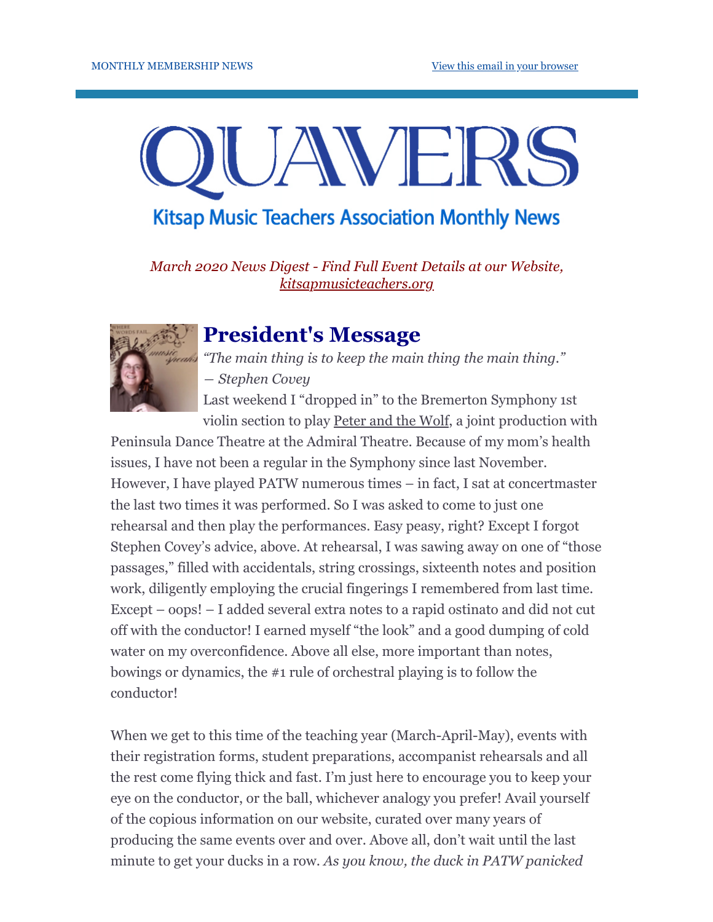MONTHLY MEMBERSHIP NEWS

View this email in your browser

# QUAVERS

## Kitsap Music Teachers Association Monthly News

*March 2020 News Digest - Find Full Event Details at our Website, kitsapmusicteachers.org*

## President's Message

*"The main thing is to keep the main thing the main thing."*
*— Stephen Covey*

Last weekend I "dropped in" to the Bremerton Symphony 1st violin section to play Peter and the Wolf, a joint production with Peninsula Dance Theatre at the Admiral Theatre. Because of my mom's health issues, I have not been a regular in the Symphony since last November. However, I have played PATW numerous times – in fact, I sat at concertmaster the last two times it was performed. So I was asked to come to just one rehearsal and then play the performances. Easy peasy, right? Except I forgot Stephen Covey's advice, above. At rehearsal, I was sawing away on one of "those passages," filled with accidentals, string crossings, sixteenth notes and position work, diligently employing the crucial fingerings I remembered from last time. Except – oops! – I added several extra notes to a rapid ostinato and did not cut off with the conductor! I earned myself "the look" and a good dumping of cold water on my overconfidence. Above all else, more important than notes, bowings or dynamics, the #1 rule of orchestral playing is to follow the conductor!

When we get to this time of the teaching year (March-April-May), events with their registration forms, student preparations, accompanist rehearsals and all the rest come flying thick and fast. I'm just here to encourage you to keep your eye on the conductor, or the ball, whichever analogy you prefer! Avail yourself of the copious information on our website, curated over many years of producing the same events over and over. Above all, don't wait until the last minute to get your ducks in a row. *As you know, the duck in PATW panicked*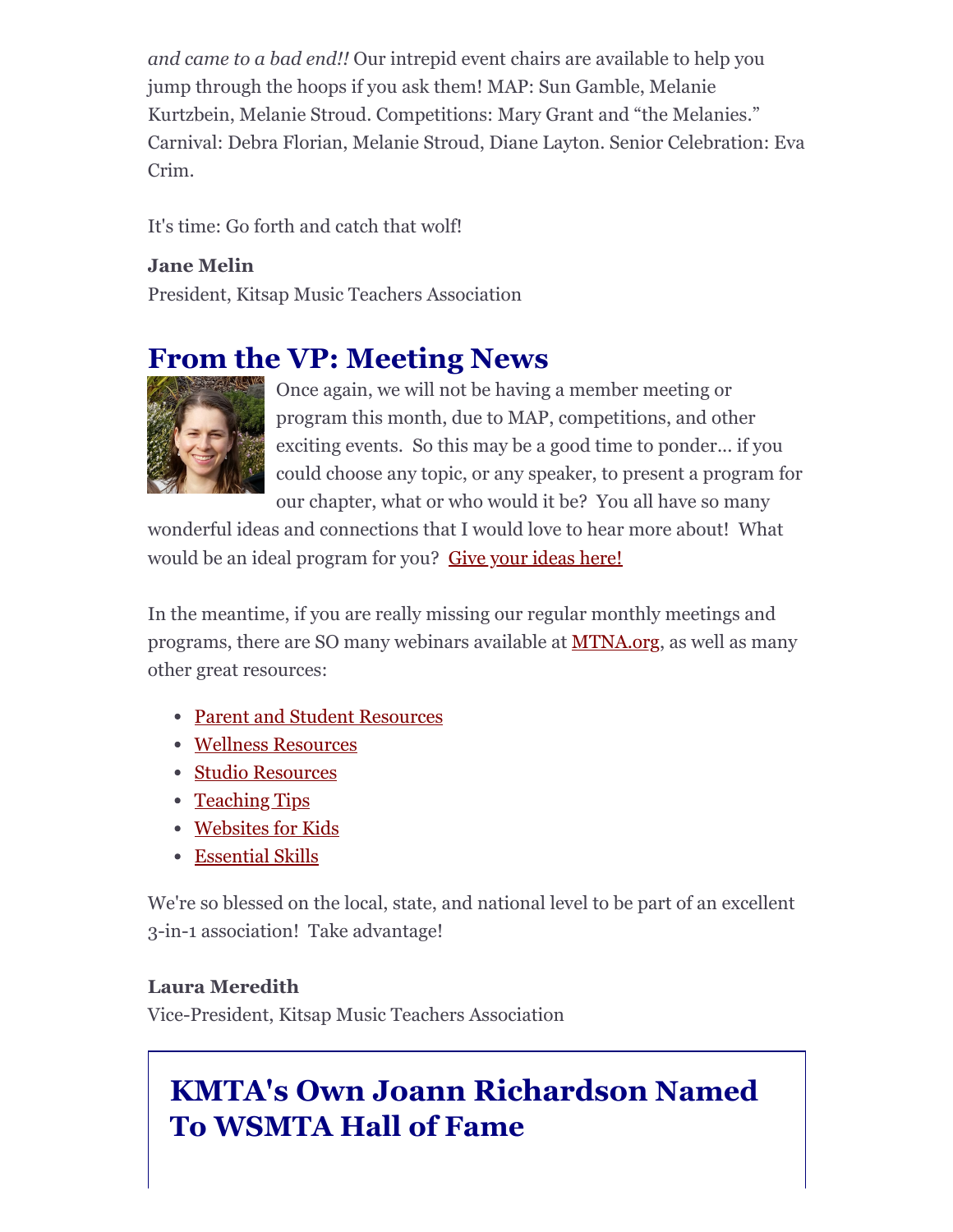*and came to a bad end!!* Our intrepid event chairs are available to help you jump through the hoops if you ask them! MAP: Sun Gamble, Melanie Kurtzbein, Melanie Stroud. Competitions: Mary Grant and "the Melanies." Carnival: Debra Florian, Melanie Stroud, Diane Layton. Senior Celebration: Eva Crim.

It's time: Go forth and catch that wolf!

**Jane Melin**
President, Kitsap Music Teachers Association

## From the VP: Meeting News

Once again, we will not be having a member meeting or program this month, due to MAP, competitions, and other exciting events. So this may be a good time to ponder... if you could choose any topic, or any speaker, to present a program for our chapter, what or who would it be? You all have so many wonderful ideas and connections that I would love to hear more about! What would be an ideal program for you? Give your ideas here!

In the meantime, if you are really missing our regular monthly meetings and programs, there are SO many webinars available at MTNA.org, as well as many other great resources:

- Parent and Student Resources
- Wellness Resources
- Studio Resources
- Teaching Tips
- Websites for Kids
- Essential Skills

We're so blessed on the local, state, and national level to be part of an excellent 3-in-1 association! Take advantage!

**Laura Meredith**
Vice-President, Kitsap Music Teachers Association

## KMTA's Own Joann Richardson Named To WSMTA Hall of Fame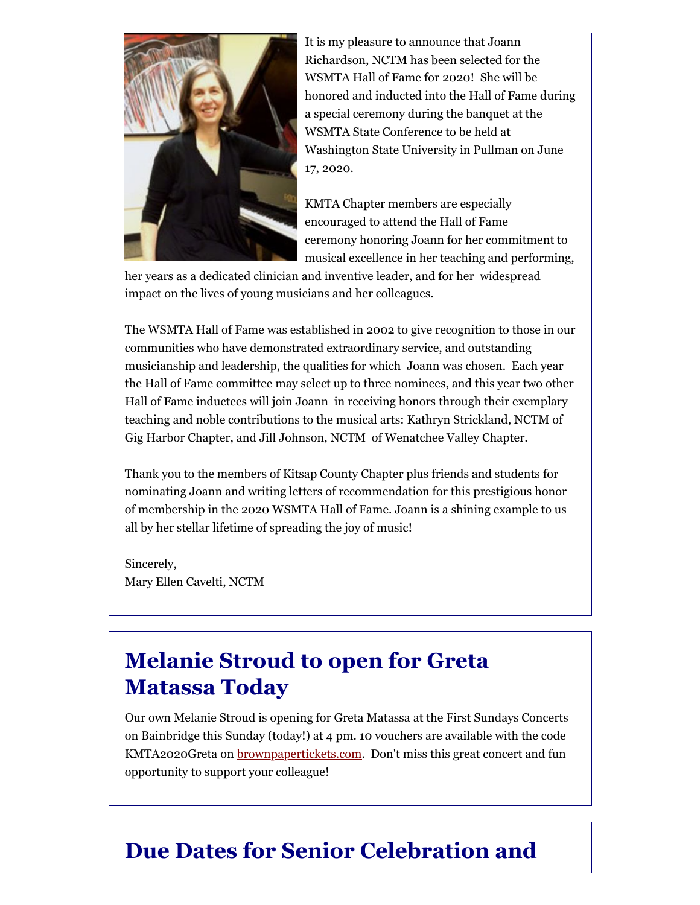It is my pleasure to announce that Joann Richardson, NCTM has been selected for the WSMTA Hall of Fame for 2020! She will be honored and inducted into the Hall of Fame during a special ceremony during the banquet at the WSMTA State Conference to be held at Washington State University in Pullman on June 17, 2020.

KMTA Chapter members are especially encouraged to attend the Hall of Fame ceremony honoring Joann for her commitment to musical excellence in her teaching and performing, her years as a dedicated clinician and inventive leader, and for her widespread impact on the lives of young musicians and her colleagues.

The WSMTA Hall of Fame was established in 2002 to give recognition to those in our communities who have demonstrated extraordinary service, and outstanding musicianship and leadership, the qualities for which Joann was chosen. Each year the Hall of Fame committee may select up to three nominees, and this year two other Hall of Fame inductees will join Joann in receiving honors through their exemplary teaching and noble contributions to the musical arts: Kathryn Strickland, NCTM of Gig Harbor Chapter, and Jill Johnson, NCTM of Wenatchee Valley Chapter.

Thank you to the members of Kitsap County Chapter plus friends and students for nominating Joann and writing letters of recommendation for this prestigious honor of membership in the 2020 WSMTA Hall of Fame. Joann is a shining example to us all by her stellar lifetime of spreading the joy of music!

Sincerely,
Mary Ellen Cavelti, NCTM

## Melanie Stroud to open for Greta Matassa Today

Our own Melanie Stroud is opening for Greta Matassa at the First Sundays Concerts on Bainbridge this Sunday (today!) at 4 pm. 10 vouchers are available with the code KMTA2020Greta on brownpapertickets.com. Don't miss this great concert and fun opportunity to support your colleague!

## Due Dates for Senior Celebration and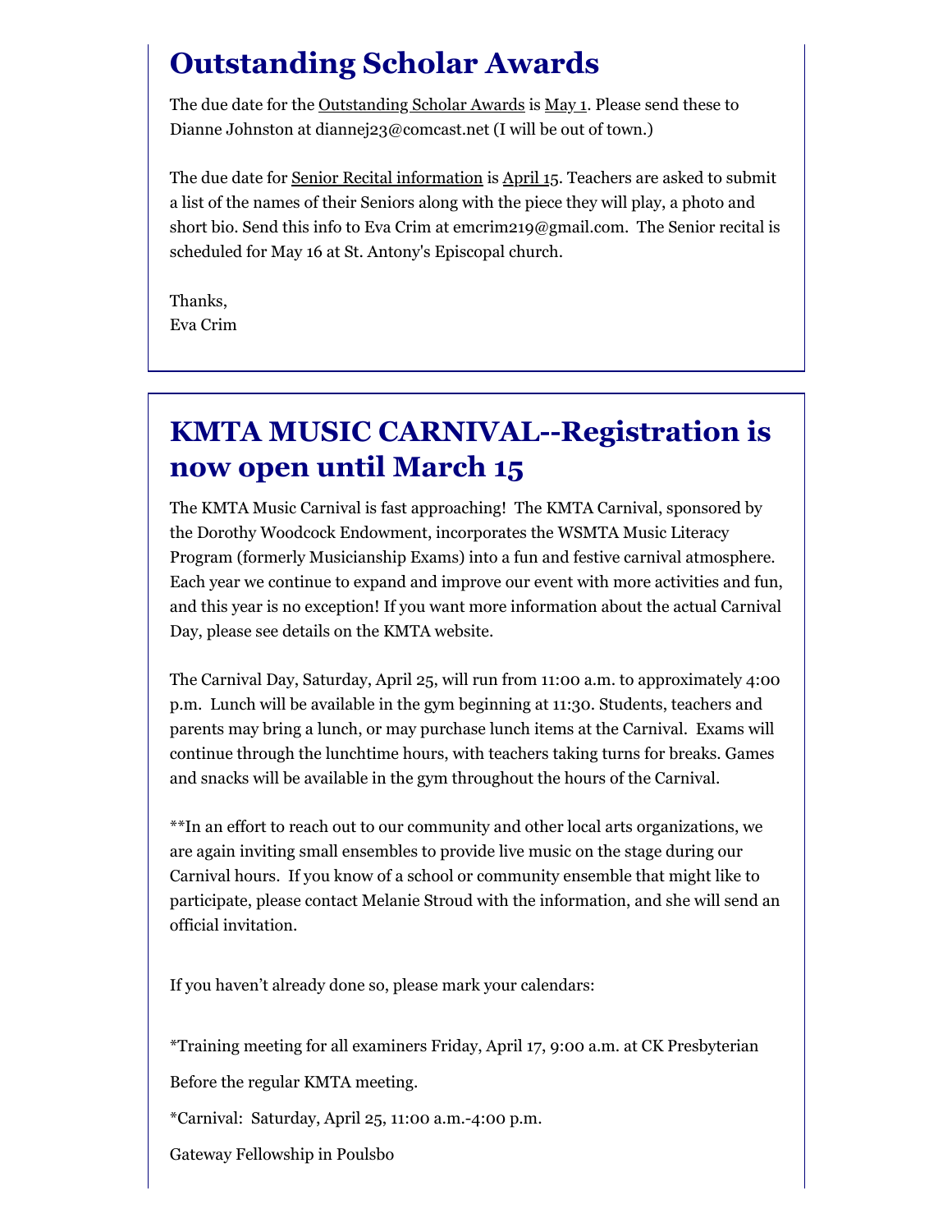## Outstanding Scholar Awards

The due date for the Outstanding Scholar Awards is May 1. Please send these to Dianne Johnston at diannej23@comcast.net (I will be out of town.)

The due date for Senior Recital information is April 15. Teachers are asked to submit a list of the names of their Seniors along with the piece they will play, a photo and short bio. Send this info to Eva Crim at emcrim219@gmail.com. The Senior recital is scheduled for May 16 at St. Antony's Episcopal church.

Thanks,
Eva Crim

## KMTA MUSIC CARNIVAL--Registration is now open until March 15

The KMTA Music Carnival is fast approaching! The KMTA Carnival, sponsored by the Dorothy Woodcock Endowment, incorporates the WSMTA Music Literacy Program (formerly Musicianship Exams) into a fun and festive carnival atmosphere. Each year we continue to expand and improve our event with more activities and fun, and this year is no exception! If you want more information about the actual Carnival Day, please see details on the KMTA website.

The Carnival Day, Saturday, April 25, will run from 11:00 a.m. to approximately 4:00 p.m. Lunch will be available in the gym beginning at 11:30. Students, teachers and parents may bring a lunch, or may purchase lunch items at the Carnival. Exams will continue through the lunchtime hours, with teachers taking turns for breaks. Games and snacks will be available in the gym throughout the hours of the Carnival.

**In an effort to reach out to our community and other local arts organizations, we are again inviting small ensembles to provide live music on the stage during our Carnival hours. If you know of a school or community ensemble that might like to participate, please contact Melanie Stroud with the information, and she will send an official invitation.

If you haven't already done so, please mark your calendars:

*Training meeting for all examiners Friday, April 17, 9:00 a.m. at CK Presbyterian

Before the regular KMTA meeting.

*Carnival: Saturday, April 25, 11:00 a.m.-4:00 p.m.

Gateway Fellowship in Poulsbo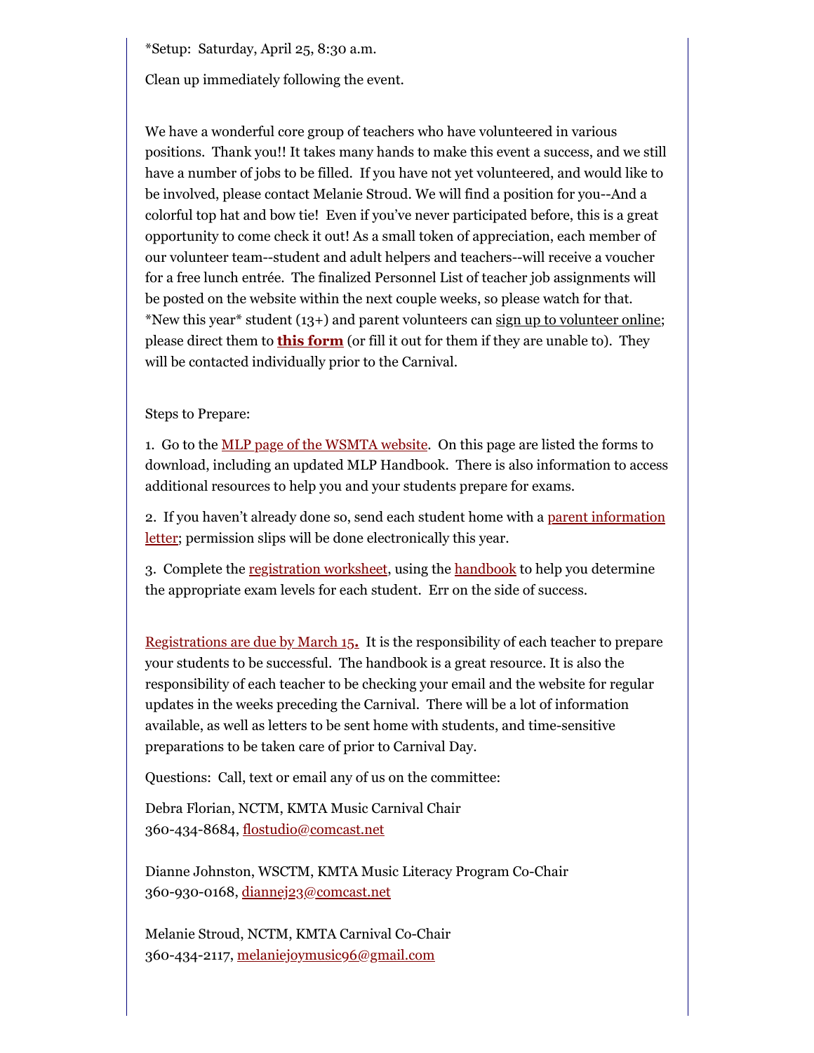*Setup: Saturday, April 25, 8:30 a.m.

Clean up immediately following the event.

We have a wonderful core group of teachers who have volunteered in various positions. Thank you!! It takes many hands to make this event a success, and we still have a number of jobs to be filled. If you have not yet volunteered, and would like to be involved, please contact Melanie Stroud. We will find a position for you--And a colorful top hat and bow tie! Even if you've never participated before, this is a great opportunity to come check it out! As a small token of appreciation, each member of our volunteer team--student and adult helpers and teachers--will receive a voucher for a free lunch entrée. The finalized Personnel List of teacher job assignments will be posted on the website within the next couple weeks, so please watch for that. *New this year* student (13+) and parent volunteers can sign up to volunteer online; please direct them to **this form** (or fill it out for them if they are unable to). They will be contacted individually prior to the Carnival.

Steps to Prepare:

1. Go to the MLP page of the WSMTA website. On this page are listed the forms to download, including an updated MLP Handbook. There is also information to access additional resources to help you and your students prepare for exams.

2. If you haven't already done so, send each student home with a parent information letter; permission slips will be done electronically this year.

3. Complete the registration worksheet, using the handbook to help you determine the appropriate exam levels for each student. Err on the side of success.

Registrations are due by March 15**.** It is the responsibility of each teacher to prepare your students to be successful. The handbook is a great resource. It is also the responsibility of each teacher to be checking your email and the website for regular updates in the weeks preceding the Carnival. There will be a lot of information available, as well as letters to be sent home with students, and time-sensitive preparations to be taken care of prior to Carnival Day.

Questions: Call, text or email any of us on the committee:

Debra Florian, NCTM, KMTA Music Carnival Chair
360-434-8684, flostudio@comcast.net

Dianne Johnston, WSCTM, KMTA Music Literacy Program Co-Chair
360-930-0168, diannej23@comcast.net

Melanie Stroud, NCTM, KMTA Carnival Co-Chair
360-434-2117, melaniejoymusic96@gmail.com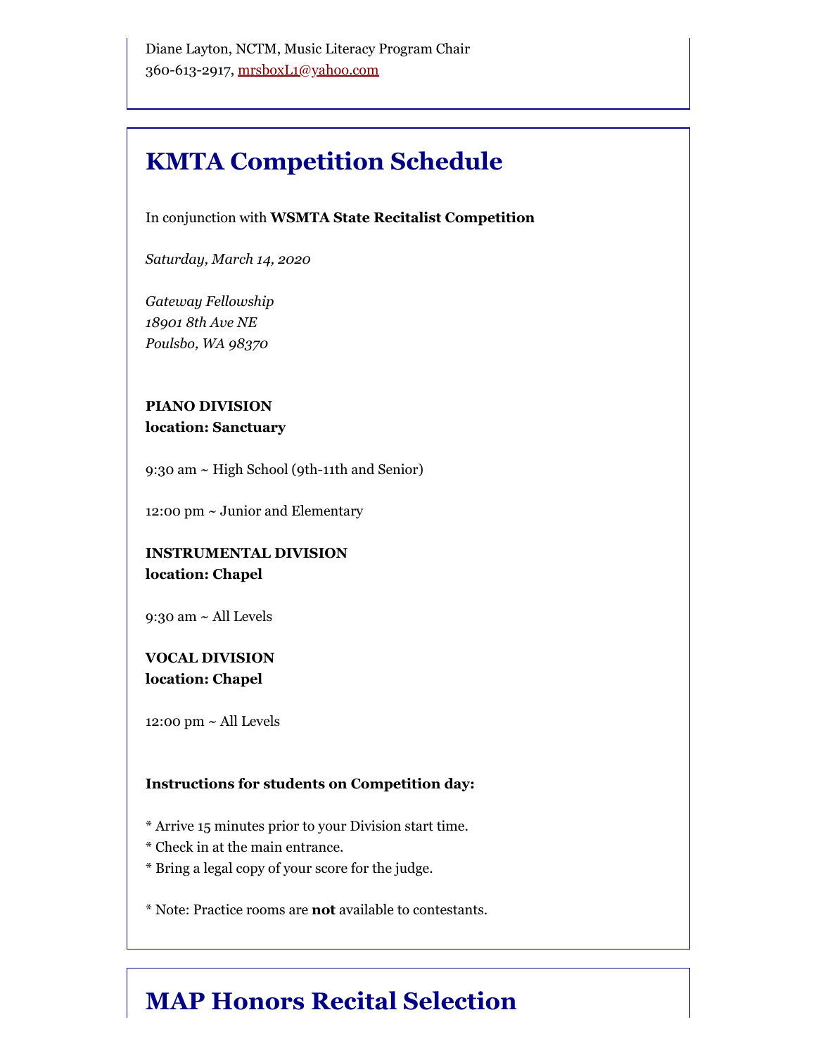Diane Layton, NCTM, Music Literacy Program Chair
360-613-2917, mrsboxL1@yahoo.com

## KMTA Competition Schedule

In conjunction with **WSMTA State Recitalist Competition**

*Saturday, March 14, 2020*

*Gateway Fellowship*
*18901 8th Ave NE*
*Poulsbo, WA 98370*

**PIANO DIVISION**
**location: Sanctuary**

9:30 am ~ High School (9th-11th and Senior)

12:00 pm ~ Junior and Elementary

**INSTRUMENTAL DIVISION**
**location: Chapel**

9:30 am ~ All Levels

**VOCAL DIVISION**
**location: Chapel**

12:00 pm ~ All Levels

**Instructions for students on Competition day:**

* Arrive 15 minutes prior to your Division start time.
* Check in at the main entrance.
* Bring a legal copy of your score for the judge.

* Note: Practice rooms are **not** available to contestants.

## MAP Honors Recital Selection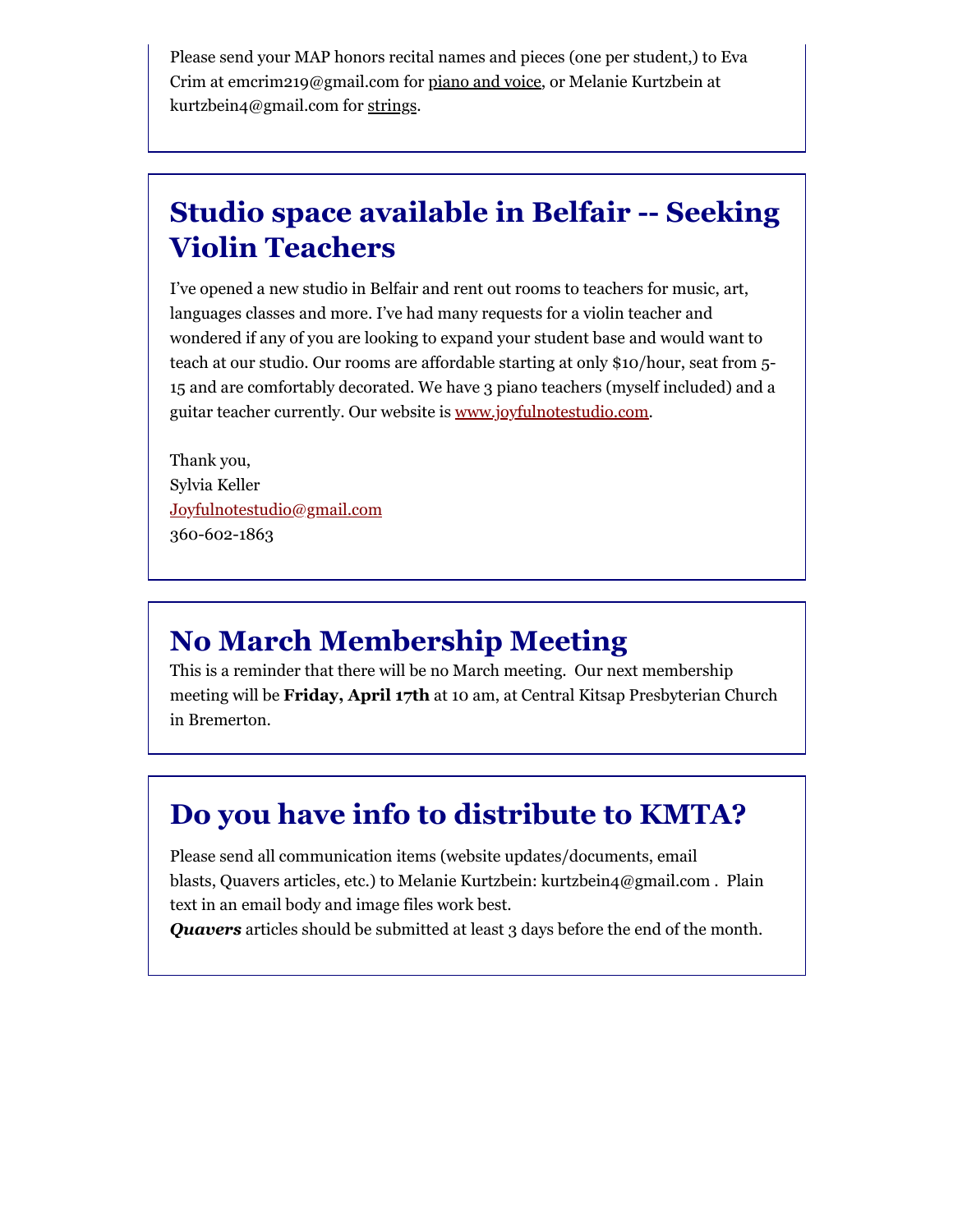Please send your MAP honors recital names and pieces (one per student,) to Eva Crim at emcrim219@gmail.com for piano and voice, or Melanie Kurtzbein at kurtzbein4@gmail.com for strings.

## Studio space available in Belfair -- Seeking Violin Teachers

I've opened a new studio in Belfair and rent out rooms to teachers for music, art, languages classes and more. I've had many requests for a violin teacher and wondered if any of you are looking to expand your student base and would want to teach at our studio. Our rooms are affordable starting at only $10/hour, seat from 5-15 and are comfortably decorated. We have 3 piano teachers (myself included) and a guitar teacher currently. Our website is [www.joyfulnotestudio.com](www.joyfulnotestudio.com).

Thank you,
Sylvia Keller
Joyfulnotestudio@gmail.com
360-602-1863

## No March Membership Meeting

This is a reminder that there will be no March meeting. Our next membership meeting will be **Friday, April 17th** at 10 am, at Central Kitsap Presbyterian Church in Bremerton.

## Do you have info to distribute to KMTA?

Please send all communication items (website updates/documents, email blasts, Quavers articles, etc.) to Melanie Kurtzbein: kurtzbein4@gmail.com . Plain text in an email body and image files work best.
***Quavers*** articles should be submitted at least 3 days before the end of the month.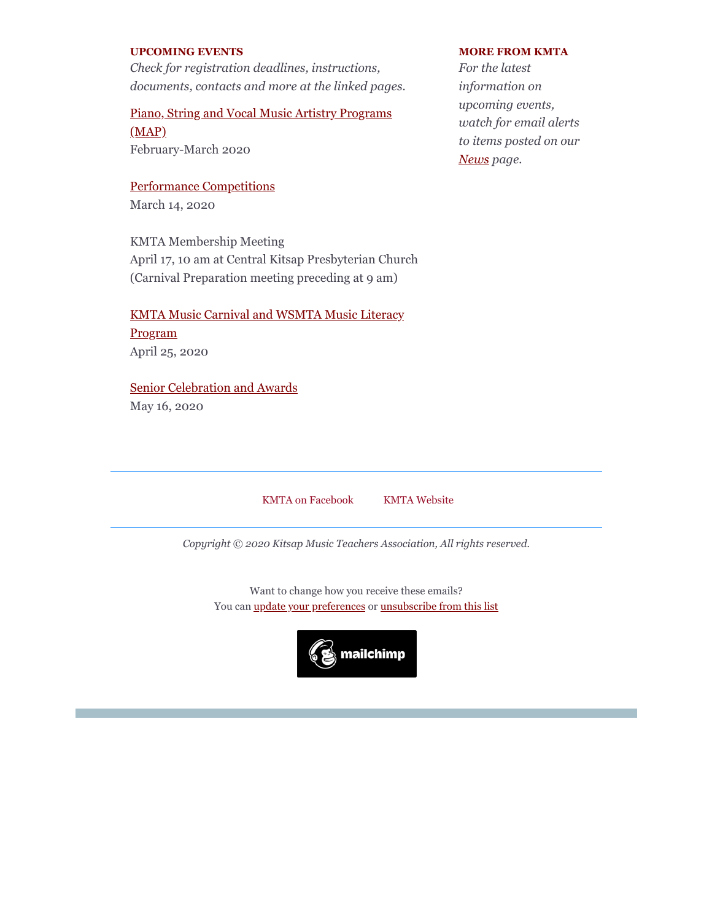**UPCOMING EVENTS**

*Check for registration deadlines, instructions, documents, contacts and more at the linked pages.*

Piano, String and Vocal Music Artistry Programs (MAP)
February-March 2020

Performance Competitions
March 14, 2020

KMTA Membership Meeting
April 17, 10 am at Central Kitsap Presbyterian Church
(Carnival Preparation meeting preceding at 9 am)

KMTA Music Carnival and WSMTA Music Literacy Program
April 25, 2020

Senior Celebration and Awards
May 16, 2020

**MORE FROM KMTA**

*For the latest information on upcoming events, watch for email alerts to items posted on our News page.*

---

KMTA on Facebook KMTA Website

---

*Copyright © 2020 Kitsap Music Teachers Association, All rights reserved.*

Want to change how you receive these emails?
You can update your preferences or unsubscribe from this list

mailchimp